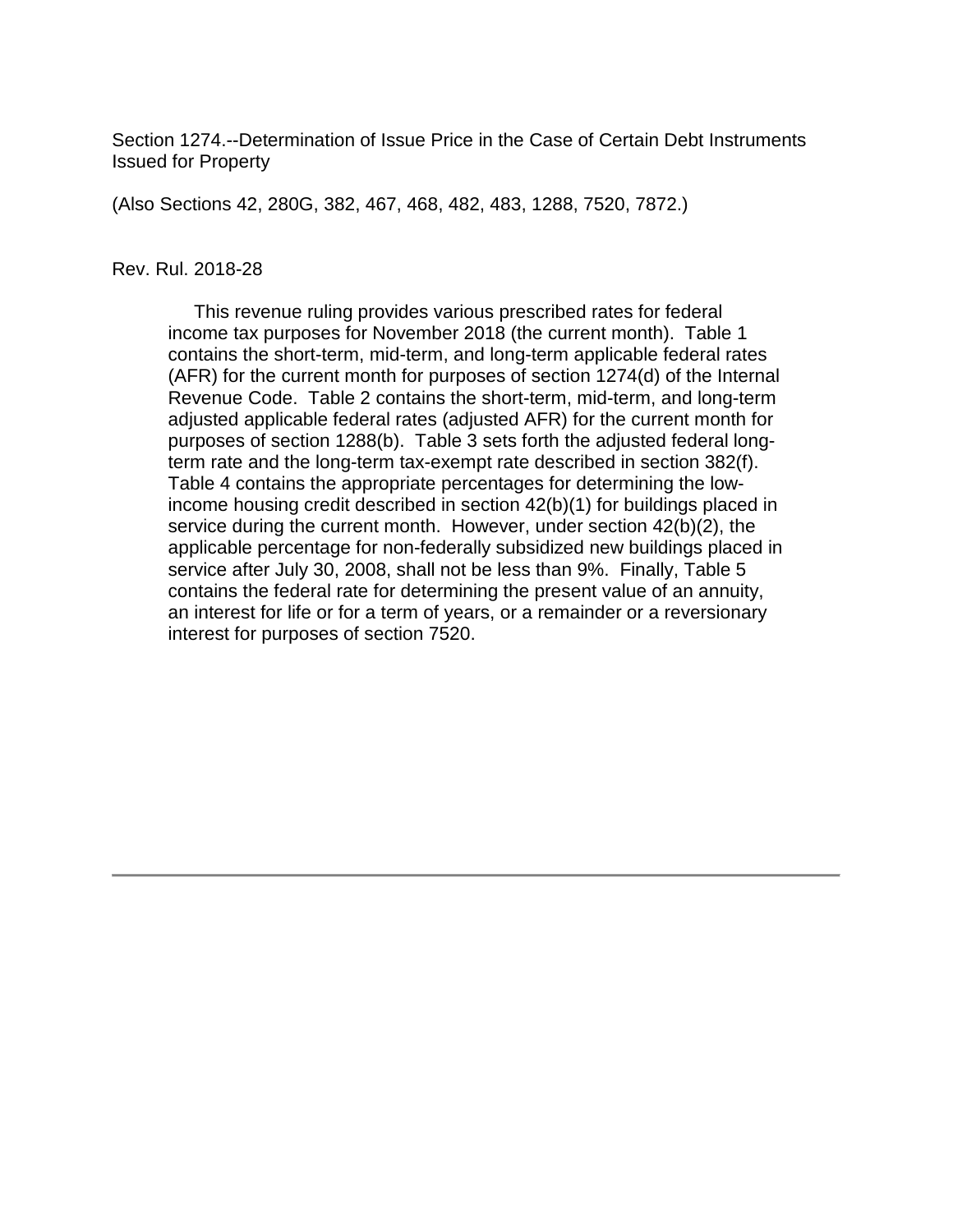Section 1274.--Determination of Issue Price in the Case of Certain Debt Instruments Issued for Property

(Also Sections 42, 280G, 382, 467, 468, 482, 483, 1288, 7520, 7872.)

Rev. Rul. 2018-28

This revenue ruling provides various prescribed rates for federal income tax purposes for November 2018 (the current month). Table 1 contains the short-term, mid-term, and long-term applicable federal rates (AFR) for the current month for purposes of section 1274(d) of the Internal Revenue Code. Table 2 contains the short-term, mid-term, and long-term adjusted applicable federal rates (adjusted AFR) for the current month for purposes of section 1288(b). Table 3 sets forth the adjusted federal long-term rate and the long-term tax-exempt rate described in section 382(f). Table 4 contains the appropriate percentages for determining the low-income housing credit described in section 42(b)(1) for buildings placed in service during the current month. However, under section 42(b)(2), the applicable percentage for non-federally subsidized new buildings placed in service after July 30, 2008, shall not be less than 9%. Finally, Table 5 contains the federal rate for determining the present value of an annuity, an interest for life or for a term of years, or a remainder or a reversionary interest for purposes of section 7520.

---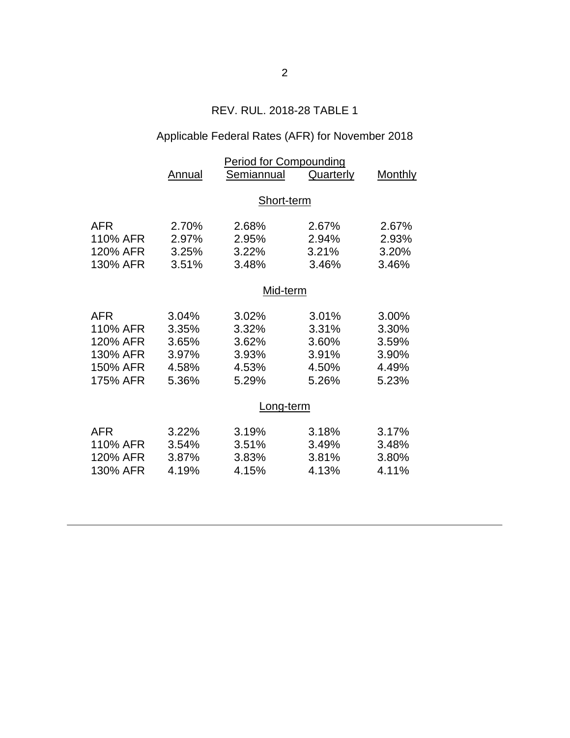## REV. RUL. 2018-28 TABLE 1

### Applicable Federal Rates (AFR) for November 2018

| | Period for Compounding | | | |
|---|---|---|---|---|
| | Annual | Semiannual | Quarterly | Monthly |
| **Short-term** | | | | |
| AFR | 2.70% | 2.68% | 2.67% | 2.67% |
| 110% AFR | 2.97% | 2.95% | 2.94% | 2.93% |
| 120% AFR | 3.25% | 3.22% | 3.21% | 3.20% |
| 130% AFR | 3.51% | 3.48% | 3.46% | 3.46% |
| **Mid-term** | | | | |
| AFR | 3.04% | 3.02% | 3.01% | 3.00% |
| 110% AFR | 3.35% | 3.32% | 3.31% | 3.30% |
| 120% AFR | 3.65% | 3.62% | 3.60% | 3.59% |
| 130% AFR | 3.97% | 3.93% | 3.91% | 3.90% |
| 150% AFR | 4.58% | 4.53% | 4.50% | 4.49% |
| 175% AFR | 5.36% | 5.29% | 5.26% | 5.23% |
| **Long-term** | | | | |
| AFR | 3.22% | 3.19% | 3.18% | 3.17% |
| 110% AFR | 3.54% | 3.51% | 3.49% | 3.48% |
| 120% AFR | 3.87% | 3.83% | 3.81% | 3.80% |
| 130% AFR | 4.19% | 4.15% | 4.13% | 4.11% |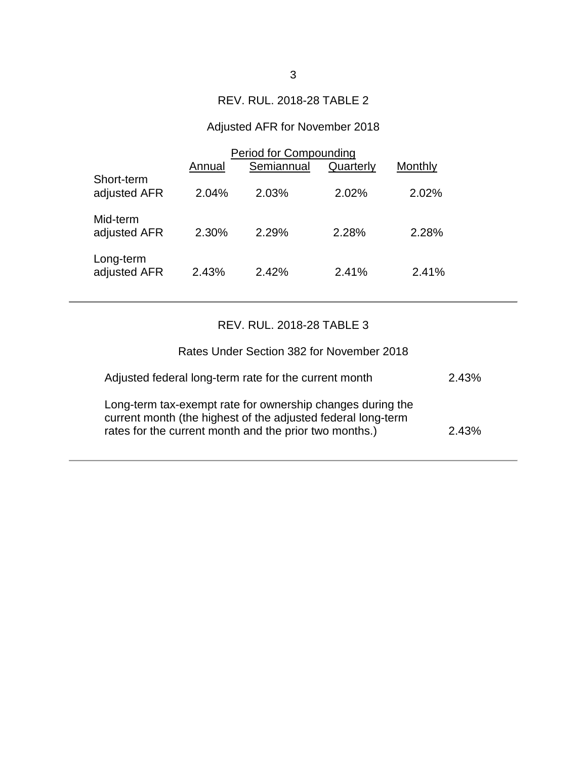## REV. RUL. 2018-28 TABLE 2

### Adjusted AFR for November 2018

| | Period for Compounding | | | |
|---|---|---|---|---|
| | Annual | Semiannual | Quarterly | Monthly |
| Short-term adjusted AFR | 2.04% | 2.03% | 2.02% | 2.02% |
| Mid-term adjusted AFR | 2.30% | 2.29% | 2.28% | 2.28% |
| Long-term adjusted AFR | 2.43% | 2.42% | 2.41% | 2.41% |

## REV. RUL. 2018-28 TABLE 3

### Rates Under Section 382 for November 2018

| | |
|---|---|
| Adjusted federal long-term rate for the current month | 2.43% |
| Long-term tax-exempt rate for ownership changes during the current month (the highest of the adjusted federal long-term rates for the current month and the prior two months.) | 2.43% |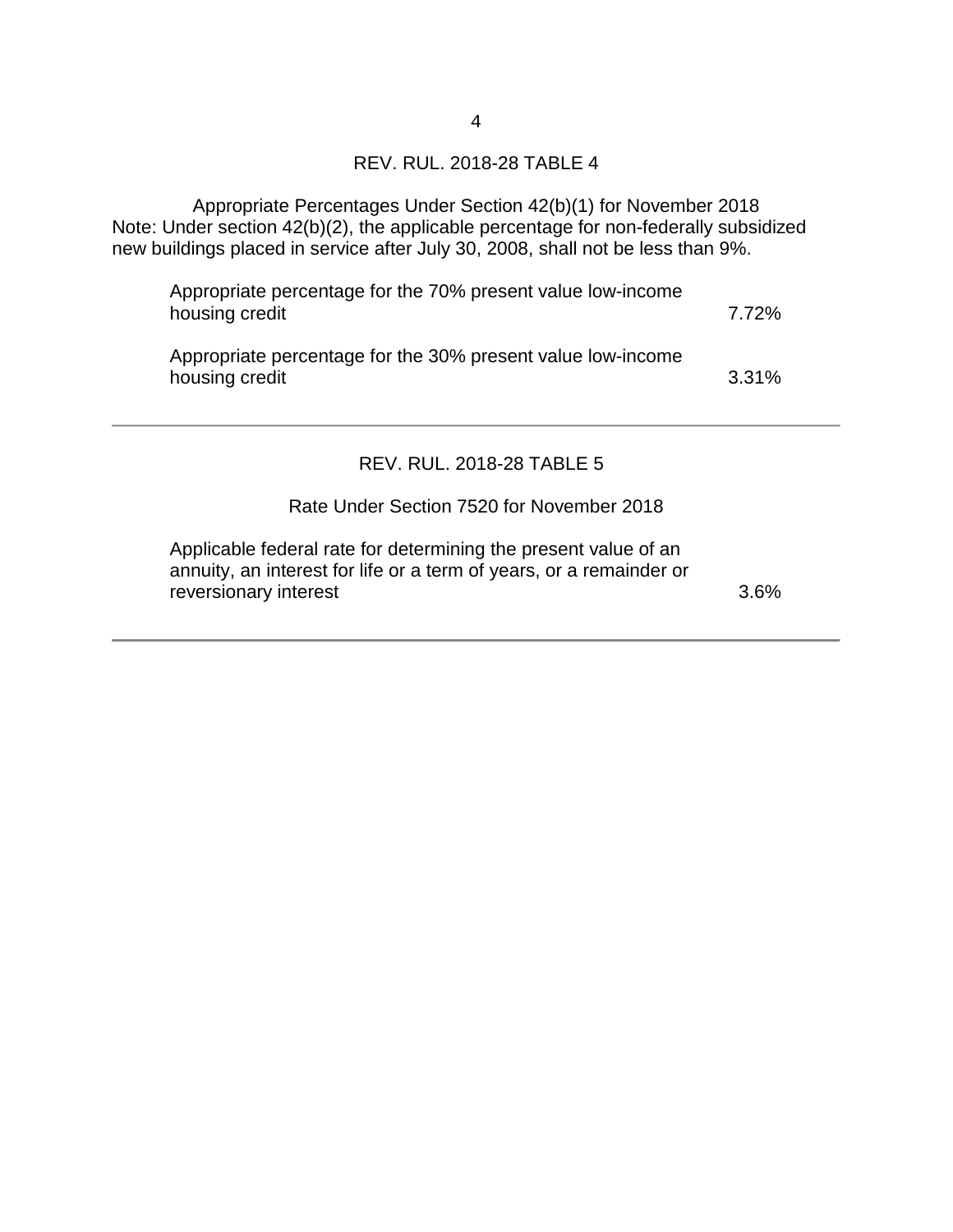## REV. RUL. 2018-28 TABLE 4

Appropriate Percentages Under Section 42(b)(1) for November 2018

Note: Under section 42(b)(2), the applicable percentage for non-federally subsidized new buildings placed in service after July 30, 2008, shall not be less than 9%.

| | |
|---|---|
| Appropriate percentage for the 70% present value low-income housing credit | 7.72% |
| Appropriate percentage for the 30% present value low-income housing credit | 3.31% |

## REV. RUL. 2018-28 TABLE 5

Rate Under Section 7520 for November 2018

| | |
|---|---|
| Applicable federal rate for determining the present value of an annuity, an interest for life or a term of years, or a remainder or reversionary interest | 3.6% |